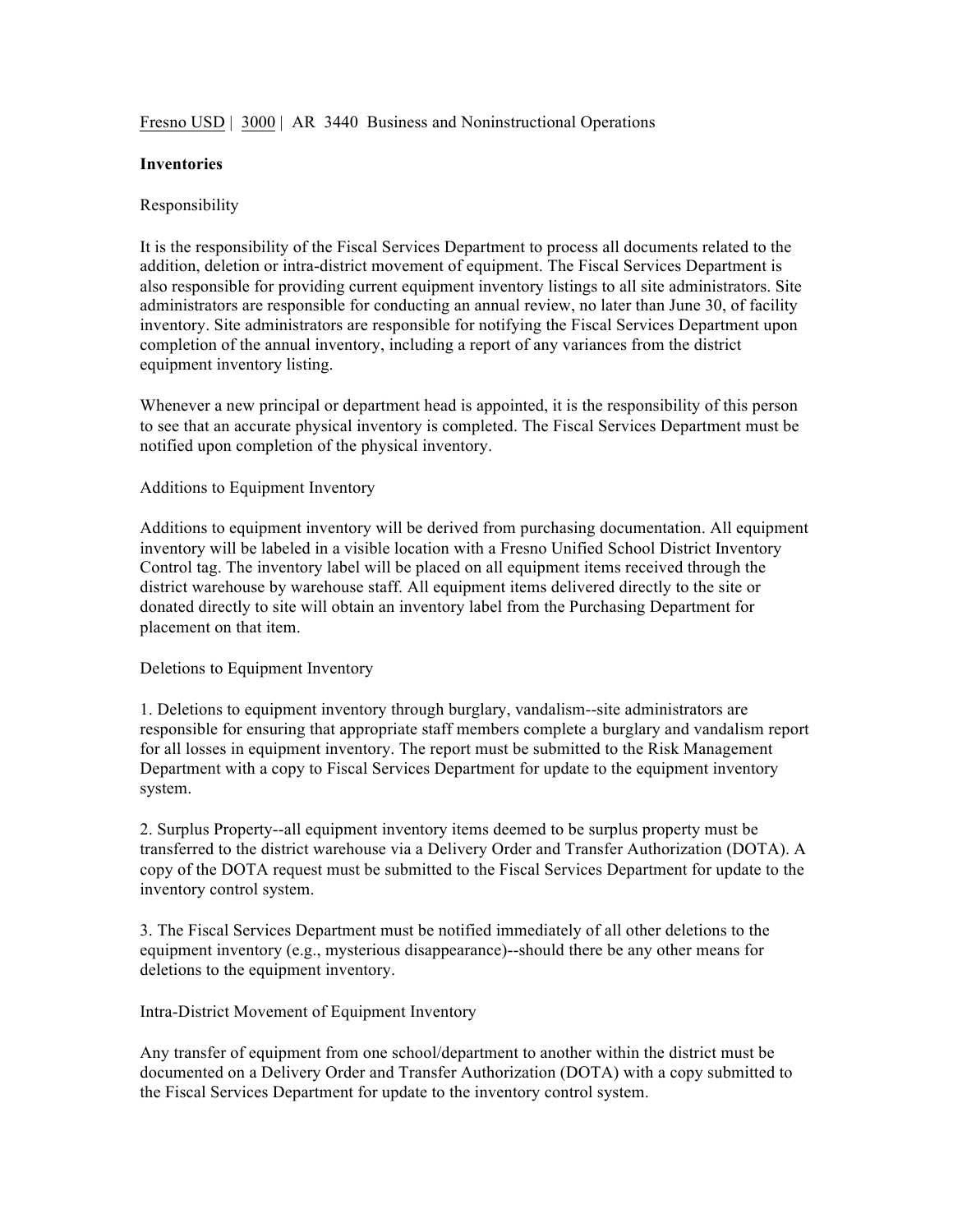Fresno USD | 3000 | AR 3440 Business and Noninstructional Operations

**Inventories**

Responsibility

It is the responsibility of the Fiscal Services Department to process all documents related to the addition, deletion or intra-district movement of equipment. The Fiscal Services Department is also responsible for providing current equipment inventory listings to all site administrators. Site administrators are responsible for conducting an annual review, no later than June 30, of facility inventory. Site administrators are responsible for notifying the Fiscal Services Department upon completion of the annual inventory, including a report of any variances from the district equipment inventory listing.

Whenever a new principal or department head is appointed, it is the responsibility of this person to see that an accurate physical inventory is completed. The Fiscal Services Department must be notified upon completion of the physical inventory.

Additions to Equipment Inventory

Additions to equipment inventory will be derived from purchasing documentation. All equipment inventory will be labeled in a visible location with a Fresno Unified School District Inventory Control tag. The inventory label will be placed on all equipment items received through the district warehouse by warehouse staff. All equipment items delivered directly to the site or donated directly to site will obtain an inventory label from the Purchasing Department for placement on that item.

Deletions to Equipment Inventory

1. Deletions to equipment inventory through burglary, vandalism--site administrators are responsible for ensuring that appropriate staff members complete a burglary and vandalism report for all losses in equipment inventory. The report must be submitted to the Risk Management Department with a copy to Fiscal Services Department for update to the equipment inventory system.

2. Surplus Property--all equipment inventory items deemed to be surplus property must be transferred to the district warehouse via a Delivery Order and Transfer Authorization (DOTA). A copy of the DOTA request must be submitted to the Fiscal Services Department for update to the inventory control system.

3. The Fiscal Services Department must be notified immediately of all other deletions to the equipment inventory (e.g., mysterious disappearance)--should there be any other means for deletions to the equipment inventory.

Intra-District Movement of Equipment Inventory

Any transfer of equipment from one school/department to another within the district must be documented on a Delivery Order and Transfer Authorization (DOTA) with a copy submitted to the Fiscal Services Department for update to the inventory control system.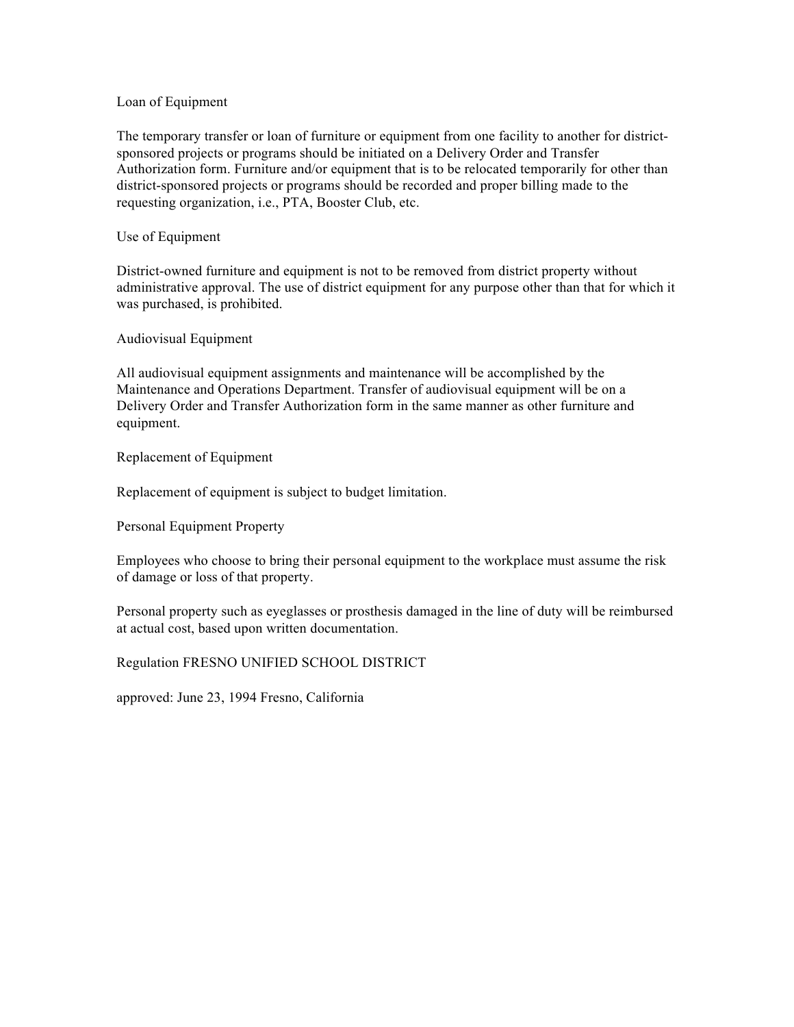## Loan of Equipment

The temporary transfer or loan of furniture or equipment from one facility to another for district-sponsored projects or programs should be initiated on a Delivery Order and Transfer Authorization form. Furniture and/or equipment that is to be relocated temporarily for other than district-sponsored projects or programs should be recorded and proper billing made to the requesting organization, i.e., PTA, Booster Club, etc.

## Use of Equipment

District-owned furniture and equipment is not to be removed from district property without administrative approval. The use of district equipment for any purpose other than that for which it was purchased, is prohibited.

## Audiovisual Equipment

All audiovisual equipment assignments and maintenance will be accomplished by the Maintenance and Operations Department. Transfer of audiovisual equipment will be on a Delivery Order and Transfer Authorization form in the same manner as other furniture and equipment.

## Replacement of Equipment

Replacement of equipment is subject to budget limitation.

## Personal Equipment Property

Employees who choose to bring their personal equipment to the workplace must assume the risk of damage or loss of that property.

Personal property such as eyeglasses or prosthesis damaged in the line of duty will be reimbursed at actual cost, based upon written documentation.

Regulation FRESNO UNIFIED SCHOOL DISTRICT

approved: June 23, 1994 Fresno, California